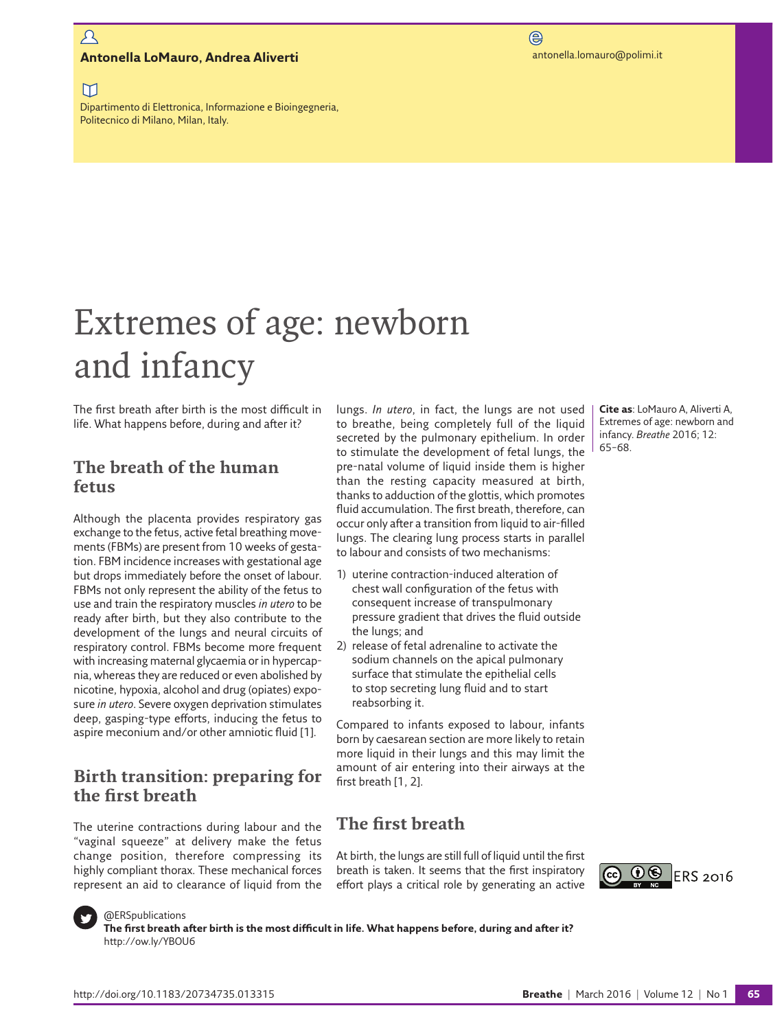**Antonella LoMauro, Andrea Aliverti**

antonella.lomauro@polimi.it

Dipartimento di Elettronica, Informazione e Bioingegneria, Politecnico di Milano, Milan, Italy.

# Extremes of age: newborn and infancy

The first breath after birth is the most difficult in life. What happens before, during and after it?

**Cite as**: LoMauro A, Aliverti A, Extremes of age: newborn and infancy. *Breathe* 2016; 12: 65–68.

## The breath of the human fetus

Although the placenta provides respiratory gas exchange to the fetus, active fetal breathing movements (FBMs) are present from 10 weeks of gestation. FBM incidence increases with gestational age but drops immediately before the onset of labour. FBMs not only represent the ability of the fetus to use and train the respiratory muscles *in utero* to be ready after birth, but they also contribute to the development of the lungs and neural circuits of respiratory control. FBMs become more frequent with increasing maternal glycaemia or in hypercapnia, whereas they are reduced or even abolished by nicotine, hypoxia, alcohol and drug (opiates) exposure *in utero*. Severe oxygen deprivation stimulates deep, gasping-type efforts, inducing the fetus to aspire meconium and/or other amniotic fluid [1].

## Birth transition: preparing for the first breath

The uterine contractions during labour and the "vaginal squeeze" at delivery make the fetus change position, therefore compressing its highly compliant thorax. These mechanical forces represent an aid to clearance of liquid from the lungs. *In utero*, in fact, the lungs are not used to breathe, being completely full of the liquid secreted by the pulmonary epithelium. In order to stimulate the development of fetal lungs, the pre-natal volume of liquid inside them is higher than the resting capacity measured at birth, thanks to adduction of the glottis, which promotes fluid accumulation. The first breath, therefore, can occur only after a transition from liquid to air-filled lungs. The clearing lung process starts in parallel to labour and consists of two mechanisms:

1) uterine contraction-induced alteration of chest wall configuration of the fetus with consequent increase of transpulmonary pressure gradient that drives the fluid outside the lungs; and
2) release of fetal adrenaline to activate the sodium channels on the apical pulmonary surface that stimulate the epithelial cells to stop secreting lung fluid and to start reabsorbing it.

Compared to infants exposed to labour, infants born by caesarean section are more likely to retain more liquid in their lungs and this may limit the amount of air entering into their airways at the first breath [1, 2].

## The first breath

At birth, the lungs are still full of liquid until the first breath is taken. It seems that the first inspiratory effort plays a critical role by generating an active

ERS 2016

@ERSpublications
**The first breath after birth is the most difficult in life. What happens before, during and after it?** http://ow.ly/YBOU6

http://doi.org/10.1183/20734735.013315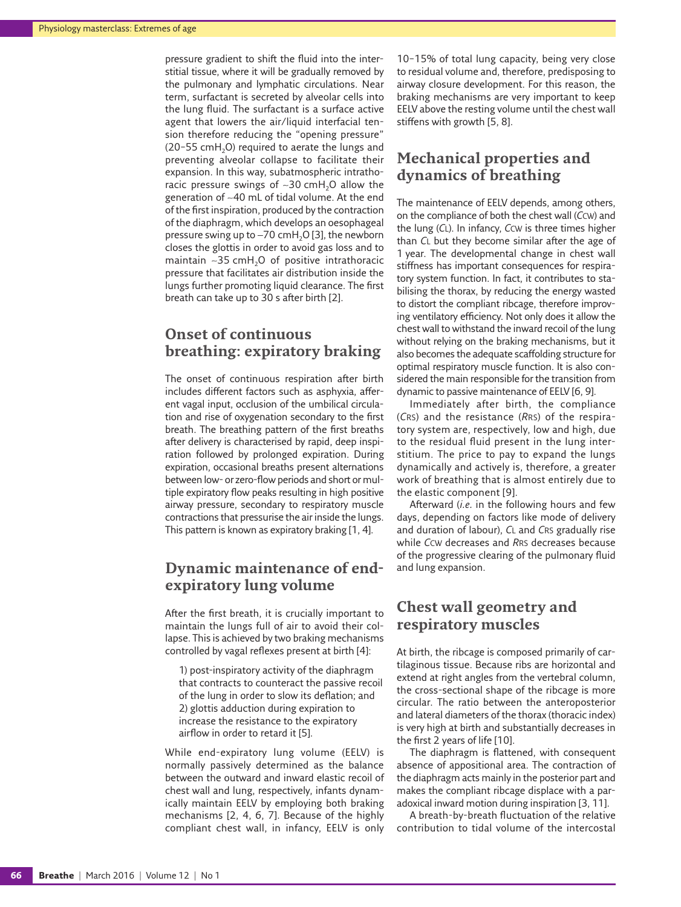pressure gradient to shift the fluid into the interstitial tissue, where it will be gradually removed by the pulmonary and lymphatic circulations. Near term, surfactant is secreted by alveolar cells into the lung fluid. The surfactant is a surface active agent that lowers the air/liquid interfacial tension therefore reducing the "opening pressure" (20–55 $cmH_2O$) required to aerate the lungs and preventing alveolar collapse to facilitate their expansion. In this way, subatmospheric intrathoracic pressure swings of ~30 $cmH_2O$ allow the generation of ~40 mL of tidal volume. At the end of the first inspiration, produced by the contraction of the diaphragm, which develops an oesophageal pressure swing up to −70 $cmH_2O$ [3], the newborn closes the glottis in order to avoid gas loss and to maintain ~35 $cmH_2O$ of positive intrathoracic pressure that facilitates air distribution inside the lungs further promoting liquid clearance. The first breath can take up to 30 s after birth [2].

## Onset of continuous breathing: expiratory braking

The onset of continuous respiration after birth includes different factors such as asphyxia, afferent vagal input, occlusion of the umbilical circulation and rise of oxygenation secondary to the first breath. The breathing pattern of the first breaths after delivery is characterised by rapid, deep inspiration followed by prolonged expiration. During expiration, occasional breaths present alternations between low- or zero-flow periods and short or multiple expiratory flow peaks resulting in high positive airway pressure, secondary to respiratory muscle contractions that pressurise the air inside the lungs. This pattern is known as expiratory braking [1, 4].

## Dynamic maintenance of end-expiratory lung volume

After the first breath, it is crucially important to maintain the lungs full of air to avoid their collapse. This is achieved by two braking mechanisms controlled by vagal reflexes present at birth [4]:

1) post-inspiratory activity of the diaphragm that contracts to counteract the passive recoil of the lung in order to slow its deflation; and
2) glottis adduction during expiration to increase the resistance to the expiratory airflow in order to retard it [5].

While end-expiratory lung volume (EELV) is normally passively determined as the balance between the outward and inward elastic recoil of chest wall and lung, respectively, infants dynamically maintain EELV by employing both braking mechanisms [2, 4, 6, 7]. Because of the highly compliant chest wall, in infancy, EELV is only 10–15% of total lung capacity, being very close to residual volume and, therefore, predisposing to airway closure development. For this reason, the braking mechanisms are very important to keep EELV above the resting volume until the chest wall stiffens with growth [5, 8].

## Mechanical properties and dynamics of breathing

The maintenance of EELV depends, among others, on the compliance of both the chest wall ($C_{CW}$) and the lung ($C_L$). In infancy, $C_{CW}$ is three times higher than $C_L$ but they become similar after the age of 1 year. The developmental change in chest wall stiffness has important consequences for respiratory system function. In fact, it contributes to stabilising the thorax, by reducing the energy wasted to distort the compliant ribcage, therefore improving ventilatory efficiency. Not only does it allow the chest wall to withstand the inward recoil of the lung without relying on the braking mechanisms, but it also becomes the adequate scaffolding structure for optimal respiratory muscle function. It is also considered the main responsible for the transition from dynamic to passive maintenance of EELV [6, 9].

Immediately after birth, the compliance ($C_{RS}$) and the resistance ($R_{RS}$) of the respiratory system are, respectively, low and high, due to the residual fluid present in the lung interstitium. The price to pay to expand the lungs dynamically and actively is, therefore, a greater work of breathing that is almost entirely due to the elastic component [9].

Afterward (*i.e.* in the following hours and few days, depending on factors like mode of delivery and duration of labour), $C_L$ and $C_{RS}$ gradually rise while $C_{CW}$ decreases and $R_{RS}$ decreases because of the progressive clearing of the pulmonary fluid and lung expansion.

## Chest wall geometry and respiratory muscles

At birth, the ribcage is composed primarily of cartilaginous tissue. Because ribs are horizontal and extend at right angles from the vertebral column, the cross-sectional shape of the ribcage is more circular. The ratio between the anteroposterior and lateral diameters of the thorax (thoracic index) is very high at birth and substantially decreases in the first 2 years of life [10].

The diaphragm is flattened, with consequent absence of appositional area. The contraction of the diaphragm acts mainly in the posterior part and makes the compliant ribcage displace with a paradoxical inward motion during inspiration [3, 11].

A breath-by-breath fluctuation of the relative contribution to tidal volume of the intercostal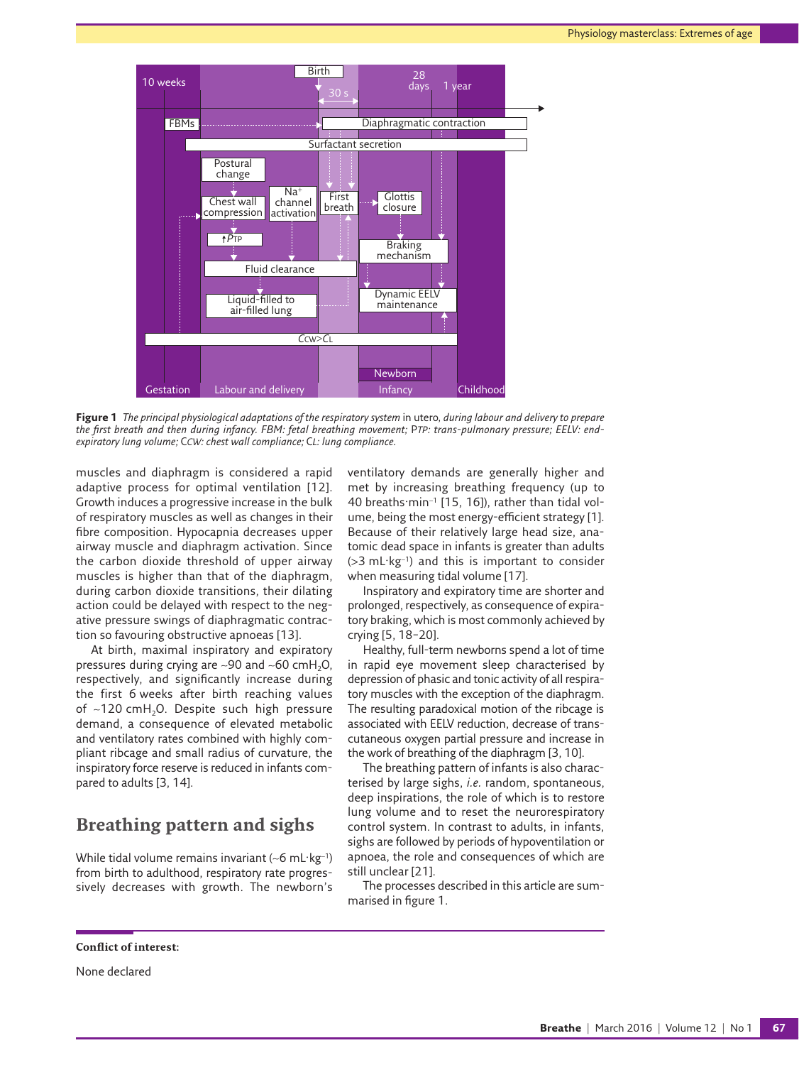Figure 1 *The principal physiological adaptations of the respiratory system* in utero, *during labour and delivery to prepare the first breath and then during infancy. FBM: fetal breathing movement;* P*TP: trans-pulmonary pressure; EELV: end-expiratory lung volume;* C*CW: chest wall compliance;* C*L: lung compliance.*

muscles and diaphragm is considered a rapid adaptive process for optimal ventilation [12]. Growth induces a progressive increase in the bulk of respiratory muscles as well as changes in their fibre composition. Hypocapnia decreases upper airway muscle and diaphragm activation. Since the carbon dioxide threshold of upper airway muscles is higher than that of the diaphragm, during carbon dioxide transitions, their dilating action could be delayed with respect to the negative pressure swings of diaphragmatic contraction so favouring obstructive apnoeas [13].

At birth, maximal inspiratory and expiratory pressures during crying are ~90 and ~60 $cmH_2O$, respectively, and significantly increase during the first 6 weeks after birth reaching values of ~120 $cmH_2O$. Despite such high pressure demand, a consequence of elevated metabolic and ventilatory rates combined with highly compliant ribcage and small radius of curvature, the inspiratory force reserve is reduced in infants compared to adults [3, 14].

## Breathing pattern and sighs

While tidal volume remains invariant (~6 $mL \cdot kg^{-1}$) from birth to adulthood, respiratory rate progressively decreases with growth. The newborn's ventilatory demands are generally higher and met by increasing breathing frequency (up to 40 $breaths \cdot min^{-1}$ [15, 16]), rather than tidal volume, being the most energy-efficient strategy [1]. Because of their relatively large head size, anatomic dead space in infants is greater than adults (>3 $mL \cdot kg^{-1}$) and this is important to consider when measuring tidal volume [17].

Inspiratory and expiratory time are shorter and prolonged, respectively, as consequence of expiratory braking, which is most commonly achieved by crying [5, 18–20].

Healthy, full-term newborns spend a lot of time in rapid eye movement sleep characterised by depression of phasic and tonic activity of all respiratory muscles with the exception of the diaphragm. The resulting paradoxical motion of the ribcage is associated with EELV reduction, decrease of transcutaneous oxygen partial pressure and increase in the work of breathing of the diaphragm [3, 10].

The breathing pattern of infants is also characterised by large sighs, *i.e.* random, spontaneous, deep inspirations, the role of which is to restore lung volume and to reset the neurorespiratory control system. In contrast to adults, in infants, sighs are followed by periods of hypoventilation or apnoea, the role and consequences of which are still unclear [21].

The processes described in this article are summarised in figure 1.

**Conflict of interest:**

None declared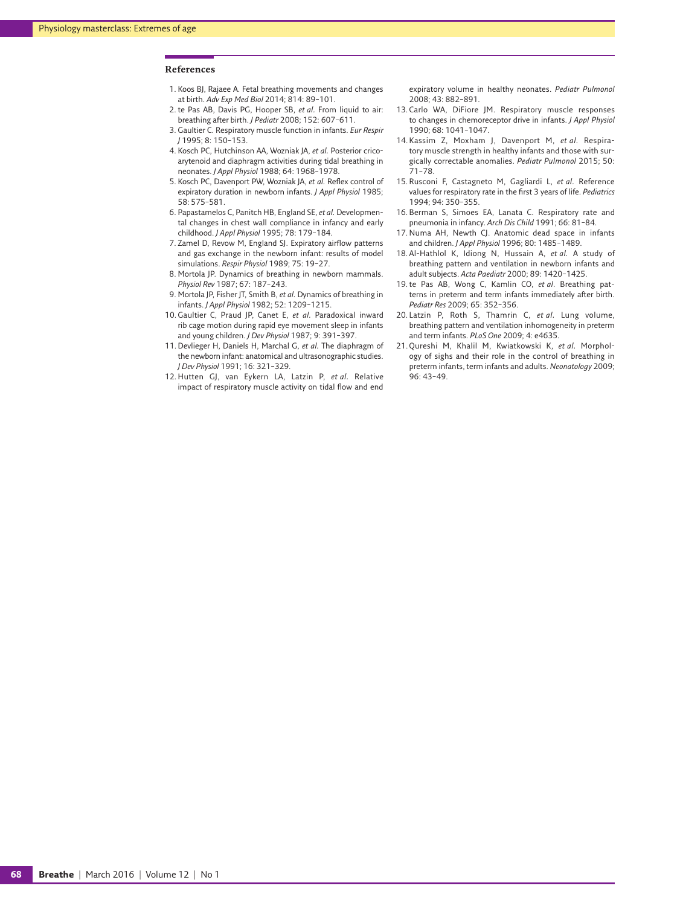## References

1. Koos BJ, Rajaee A. Fetal breathing movements and changes at birth. *Adv Exp Med Biol* 2014; 814: 89–101.
2. te Pas AB, Davis PG, Hooper SB, *et al.* From liquid to air: breathing after birth. *J Pediatr* 2008; 152: 607–611.
3. Gaultier C. Respiratory muscle function in infants. *Eur Respir J* 1995; 8: 150–153.
4. Kosch PC, Hutchinson AA, Wozniak JA, *et al.* Posterior cricoarytenoid and diaphragm activities during tidal breathing in neonates. *J Appl Physiol* 1988; 64: 1968–1978.
5. Kosch PC, Davenport PW, Wozniak JA, *et al.* Reflex control of expiratory duration in newborn infants. *J Appl Physiol* 1985; 58: 575–581.
6. Papastamelos C, Panitch HB, England SE, *et al.* Developmental changes in chest wall compliance in infancy and early childhood. *J Appl Physiol* 1995; 78: 179–184.
7. Zamel D, Revow M, England SJ. Expiratory airflow patterns and gas exchange in the newborn infant: results of model simulations. *Respir Physiol* 1989; 75: 19–27.
8. Mortola JP. Dynamics of breathing in newborn mammals. *Physiol Rev* 1987; 67: 187–243.
9. Mortola JP, Fisher JT, Smith B, *et al.* Dynamics of breathing in infants. *J Appl Physiol* 1982; 52: 1209–1215.
10. Gaultier C, Praud JP, Canet E, *et al.* Paradoxical inward rib cage motion during rapid eye movement sleep in infants and young children. *J Dev Physiol* 1987; 9: 391–397.
11. Devlieger H, Daniels H, Marchal G, *et al.* The diaphragm of the newborn infant: anatomical and ultrasonographic studies. *J Dev Physiol* 1991; 16: 321–329.
12. Hutten GJ, van Eykern LA, Latzin P, *et al.* Relative impact of respiratory muscle activity on tidal flow and end expiratory volume in healthy neonates. *Pediatr Pulmonol* 2008; 43: 882–891.
13. Carlo WA, DiFiore JM. Respiratory muscle responses to changes in chemoreceptor drive in infants. *J Appl Physiol* 1990; 68: 1041–1047.
14. Kassim Z, Moxham J, Davenport M, *et al.* Respiratory muscle strength in healthy infants and those with surgically correctable anomalies. *Pediatr Pulmonol* 2015; 50: 71–78.
15. Rusconi F, Castagneto M, Gagliardi L, *et al.* Reference values for respiratory rate in the first 3 years of life. *Pediatrics* 1994; 94: 350–355.
16. Berman S, Simoes EA, Lanata C. Respiratory rate and pneumonia in infancy. *Arch Dis Child* 1991; 66: 81–84.
17. Numa AH, Newth CJ. Anatomic dead space in infants and children. *J Appl Physiol* 1996; 80: 1485–1489.
18. Al-Hathlol K, Idiong N, Hussain A, *et al.* A study of breathing pattern and ventilation in newborn infants and adult subjects. *Acta Paediatr* 2000; 89: 1420–1425.
19. te Pas AB, Wong C, Kamlin CO, *et al.* Breathing patterns in preterm and term infants immediately after birth. *Pediatr Res* 2009; 65: 352–356.
20. Latzin P, Roth S, Thamrin C, *et al.* Lung volume, breathing pattern and ventilation inhomogeneity in preterm and term infants. *PLoS One* 2009; 4: e4635.
21. Qureshi M, Khalil M, Kwiatkowski K, *et al.* Morphology of sighs and their role in the control of breathing in preterm infants, term infants and adults. *Neonatology* 2009; 96: 43–49.